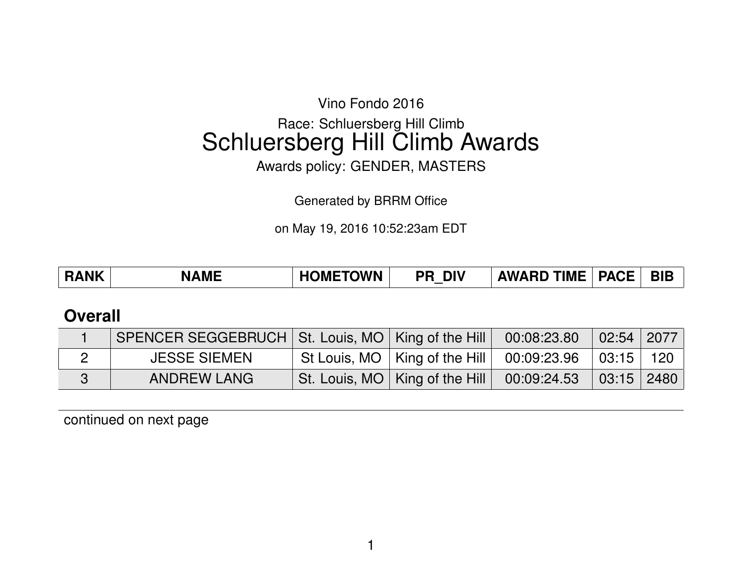Vino Fondo 2016

Race: Schluersberg Hill Climb

# Schluersberg Hill Climb Awards

Awards policy: GENDER, MASTERS

Generated by BRRM Office

on May 19, 2016 10:52:23am EDT

## Overall

| RANK | NAME | HOMETOWN | PR_DIV | AWARD TIME | PACE | BIB |
|---|---|---|---|---|---|---|
| 1 | SPENCER SEGGEBRUCH | St. Louis, MO | King of the Hill | 00:08:23.80 | 02:54 | 2077 |
| 2 | JESSE SIEMEN | St Louis, MO | King of the Hill | 00:09:23.96 | 03:15 | 120 |
| 3 | ANDREW LANG | St. Louis, MO | King of the Hill | 00:09:24.53 | 03:15 | 2480 |

continued on next page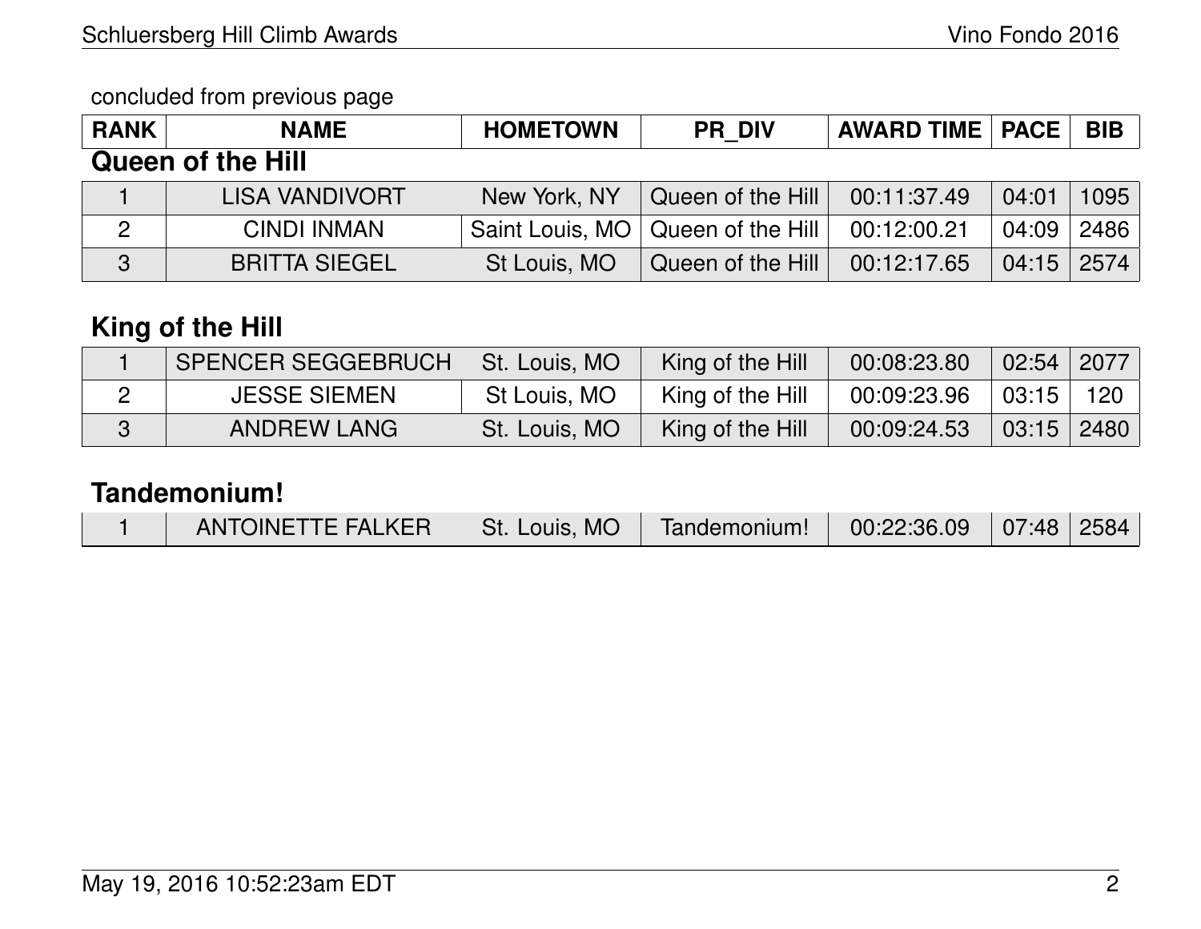concluded from previous page

| RANK | NAME | HOMETOWN | PR_DIV | AWARD TIME | PACE | BIB |
|---|---|---|---|---|---|---|

## Queen of the Hill

| RANK | NAME | HOMETOWN | PR_DIV | AWARD TIME | PACE | BIB |
|---|---|---|---|---|---|---|
| 1 | LISA VANDIVORT | New York, NY | Queen of the Hill | 00:11:37.49 | 04:01 | 1095 |
| 2 | CINDI INMAN | Saint Louis, MO | Queen of the Hill | 00:12:00.21 | 04:09 | 2486 |
| 3 | BRITTA SIEGEL | St Louis, MO | Queen of the Hill | 00:12:17.65 | 04:15 | 2574 |

## King of the Hill

| RANK | NAME | HOMETOWN | PR_DIV | AWARD TIME | PACE | BIB |
|---|---|---|---|---|---|---|
| 1 | SPENCER SEGGEBRUCH | St. Louis, MO | King of the Hill | 00:08:23.80 | 02:54 | 2077 |
| 2 | JESSE SIEMEN | St Louis, MO | King of the Hill | 00:09:23.96 | 03:15 | 120 |
| 3 | ANDREW LANG | St. Louis, MO | King of the Hill | 00:09:24.53 | 03:15 | 2480 |

## Tandemonium!

| RANK | NAME | HOMETOWN | PR_DIV | AWARD TIME | PACE | BIB |
|---|---|---|---|---|---|---|
| 1 | ANTOINETTE FALKER | St. Louis, MO | Tandemonium! | 00:22:36.09 | 07:48 | 2584 |